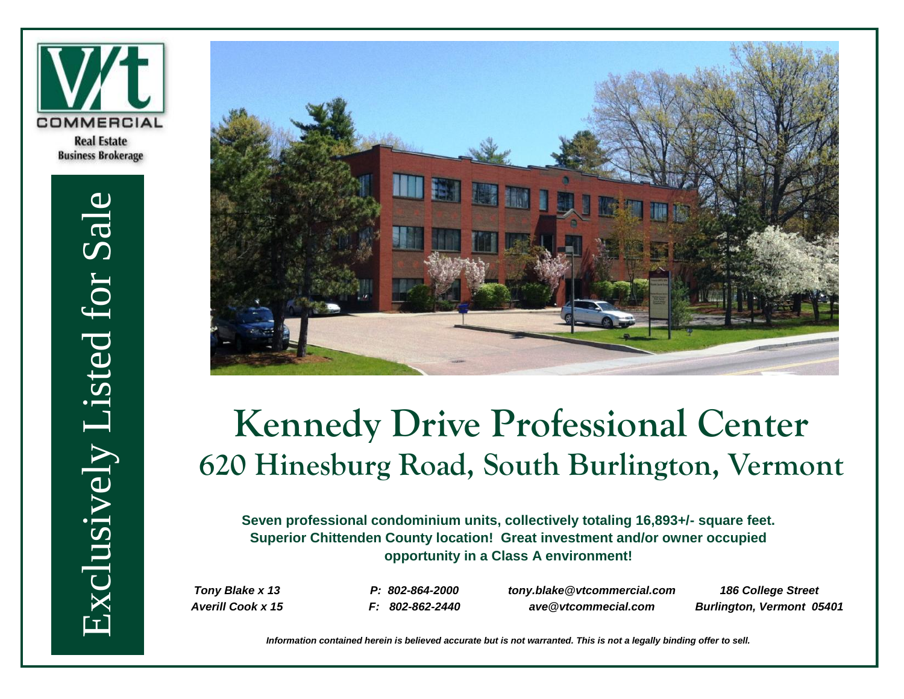VT COMMERCIAL

Real Estate
Business Brokerage

Exclusively Listed for Sale

# Kennedy Drive Professional Center

## 620 Hinesburg Road, South Burlington, Vermont

**Seven professional condominium units, collectively totaling 16,893+/- square feet. Superior Chittenden County location! Great investment and/or owner occupied opportunity in a Class A environment!**

| | | | |
|---|---|---|---|
| *Tony Blake x 13* | *P: 802-864-2000* | *tony.blake@vtcommercial.com* | *186 College Street* |
| *Averill Cook x 15* | *F: 802-862-2440* | *ave@vtcommecial.com* | *Burlington, Vermont 05401* |

***Information contained herein is believed accurate but is not warranted. This is not a legally binding offer to sell.***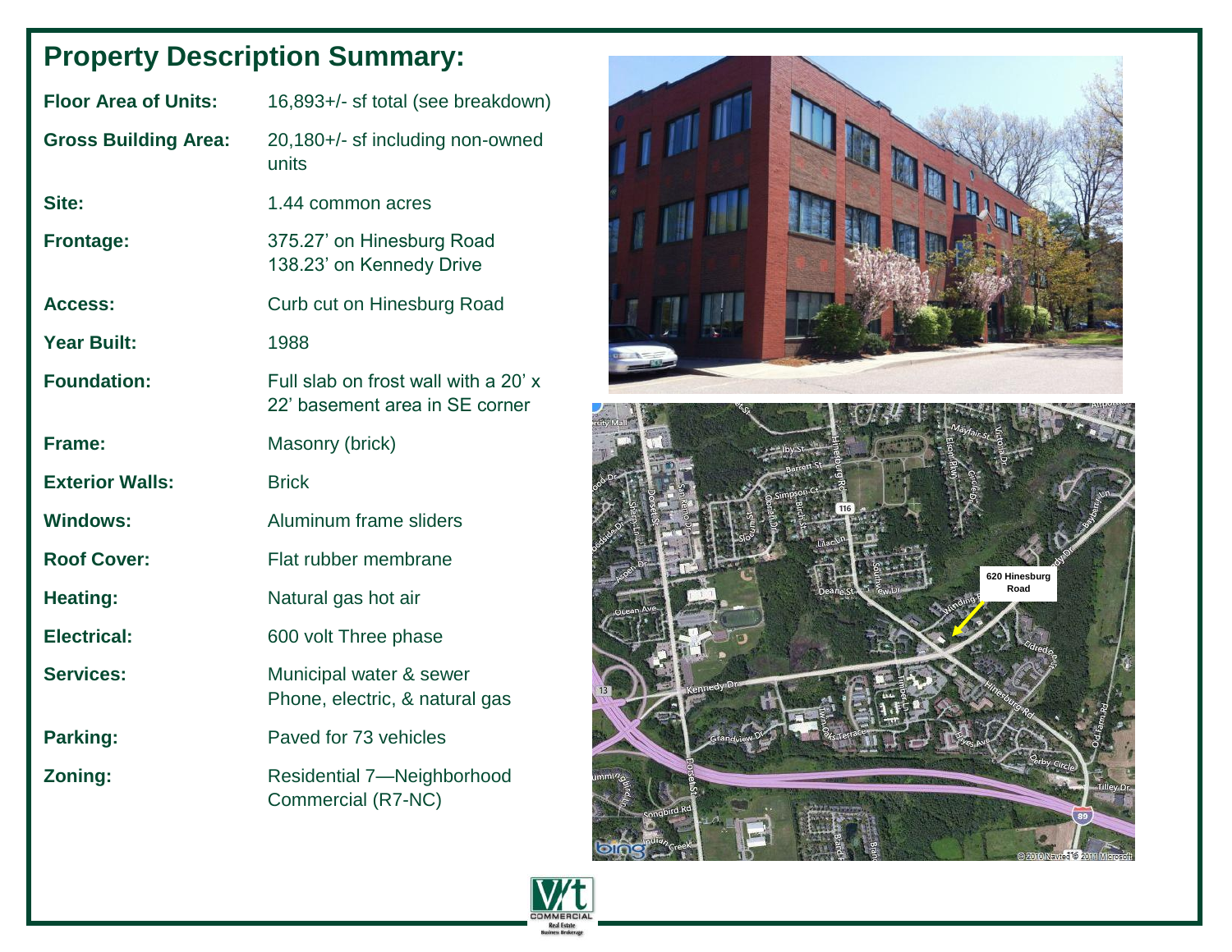# Property Description Summary:

| | |
|---|---|
| **Floor Area of Units:** | 16,893+/- sf total (see breakdown) |
| **Gross Building Area:** | 20,180+/- sf including non-owned units |
| **Site:** | 1.44 common acres |
| **Frontage:** | 375.27' on Hinesburg Road<br>138.23' on Kennedy Drive |
| **Access:** | Curb cut on Hinesburg Road |
| **Year Built:** | 1988 |
| **Foundation:** | Full slab on frost wall with a 20' x 22' basement area in SE corner |
| **Frame:** | Masonry (brick) |
| **Exterior Walls:** | Brick |
| **Windows:** | Aluminum frame sliders |
| **Roof Cover:** | Flat rubber membrane |
| **Heating:** | Natural gas hot air |
| **Electrical:** | 600 volt Three phase |
| **Services:** | Municipal water & sewer<br>Phone, electric, & natural gas |
| **Parking:** | Paved for 73 vehicles |
| **Zoning:** | Residential 7—Neighborhood Commercial (R7-NC) |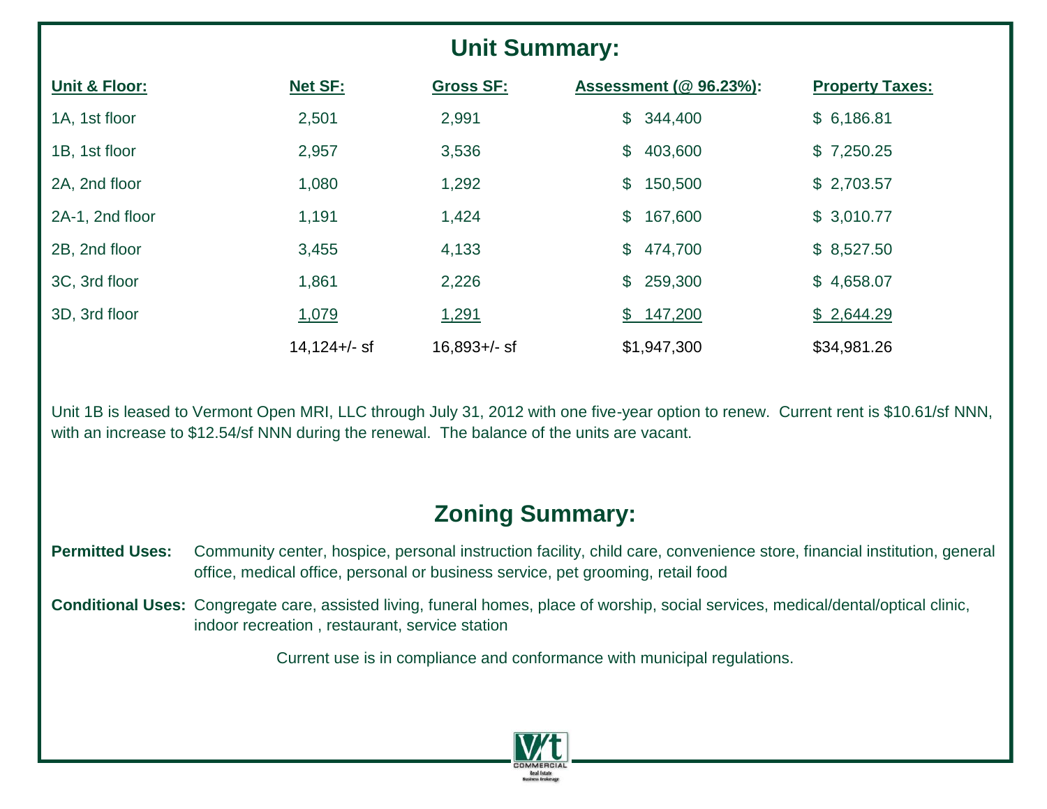## Unit Summary:

| Unit & Floor: | Net SF: | Gross SF: | Assessment (@ 96.23%): | Property Taxes: |
|---|---|---|---|---|
| 1A, 1st floor | 2,501 | 2,991 | $ 344,400 | $ 6,186.81 |
| 1B, 1st floor | 2,957 | 3,536 | $ 403,600 | $ 7,250.25 |
| 2A, 2nd floor | 1,080 | 1,292 | $ 150,500 | $ 2,703.57 |
| 2A-1, 2nd floor | 1,191 | 1,424 | $ 167,600 | $ 3,010.77 |
| 2B, 2nd floor | 3,455 | 4,133 | $ 474,700 | $ 8,527.50 |
| 3C, 3rd floor | 1,861 | 2,226 | $ 259,300 | $ 4,658.07 |
| 3D, 3rd floor | 1,079 | 1,291 | $ 147,200 | $ 2,644.29 |
| | 14,124+/- sf | 16,893+/- sf | $1,947,300 | $34,981.26 |

Unit 1B is leased to Vermont Open MRI, LLC through July 31, 2012 with one five-year option to renew. Current rent is $10.61/sf NNN, with an increase to $12.54/sf NNN during the renewal. The balance of the units are vacant.

## Zoning Summary:

**Permitted Uses:** Community center, hospice, personal instruction facility, child care, convenience store, financial institution, general office, medical office, personal or business service, pet grooming, retail food

**Conditional Uses:** Congregate care, assisted living, funeral homes, place of worship, social services, medical/dental/optical clinic, indoor recreation , restaurant, service station

Current use is in compliance and conformance with municipal regulations.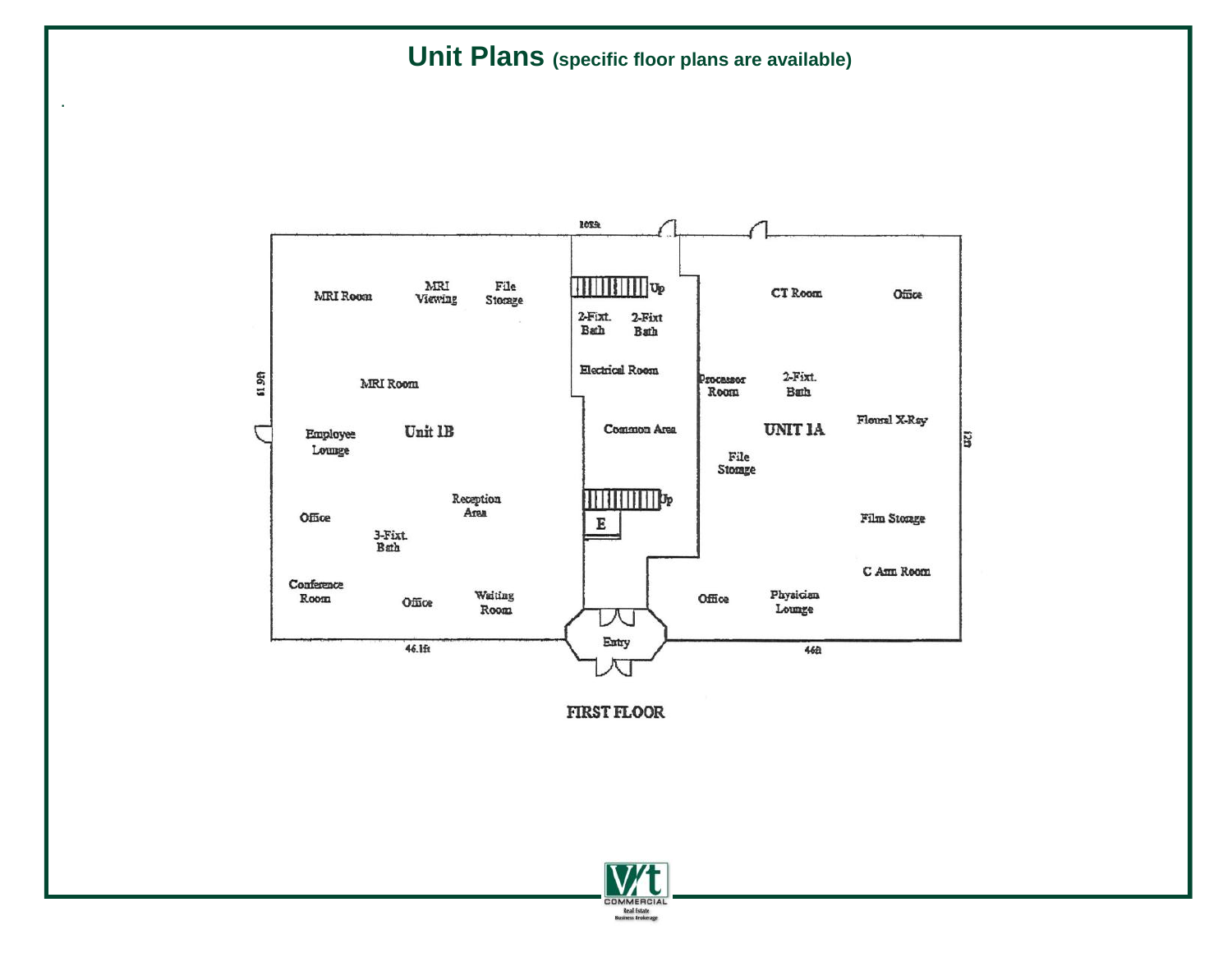# Unit Plans (specific floor plans are available)

102ft

MRI Room | MRI Viewing | File Storage

2-Fixt. Bath | 2-Fixt Bath

Electrical Room

CT Room | Office

Processor Room | 2-Fixt. Bath

61.9ft

MRI Room

Employee Lounge | Unit 1B

Common Area

UNIT 1A | Floural X-Ray

File Storage

Reception Area

Office

3-Fixt. Bath

E

Film Storage

C Arm Room

Conference Room | Office | Waiting Room

Office | Physician Lounge

Entry

46.1ft | 46ft

FIRST FLOOR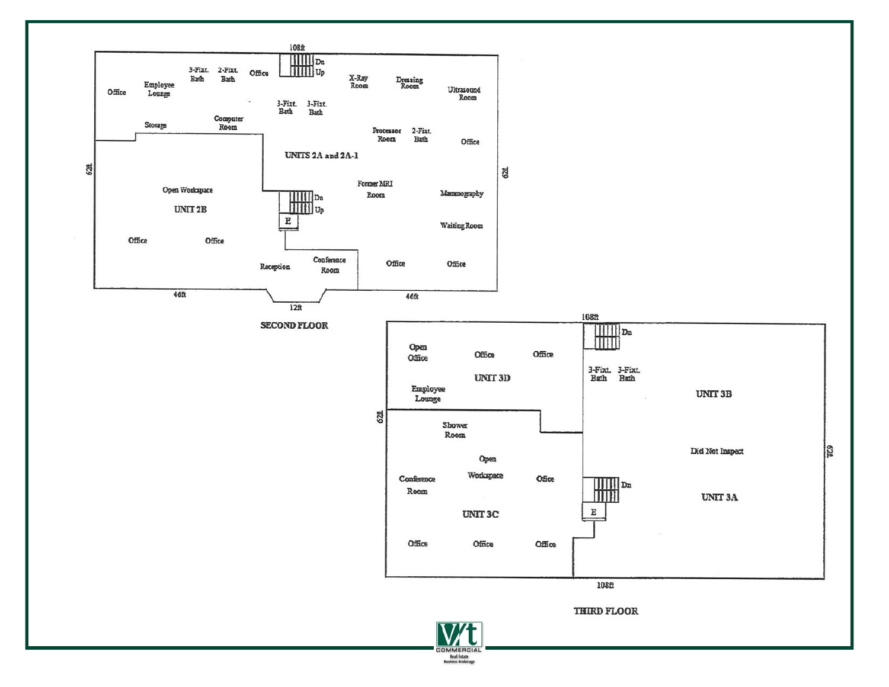## SECOND FLOOR

108ft

Office | Employee Lounge | 3-Fixt. Bath | 2-Fixt. Bath | Office | Dn | Up | X-Ray Room | Dressing Room | Ultrasound Room

3-Fixt. Bath | 3-Fixt. Bath

Storage | Computer Room | Processor Room | 2-Fixt. Bath | Office

UNITS 2A and 2A-1

62ft

Open Workspace

UNIT 2B

Dn | Up | E

Former MRI Room | Mammography | Waiting Room

Office | Office

Reception | Conference Room | Office | Office

46ft | 12ft | 46ft

## THIRD FLOOR

108ft

Open Office | Office | Office | Dn

UNIT 3D

3-Fixt. Bath | 3-Fixt. Bath

Employee Lounge

UNIT 3B

62ft

Shower Room

Open Workspace

Did Not Inspect

Conference Room | Office | Dn

UNIT 3C

UNIT 3A

E

Office | Office | Office

108ft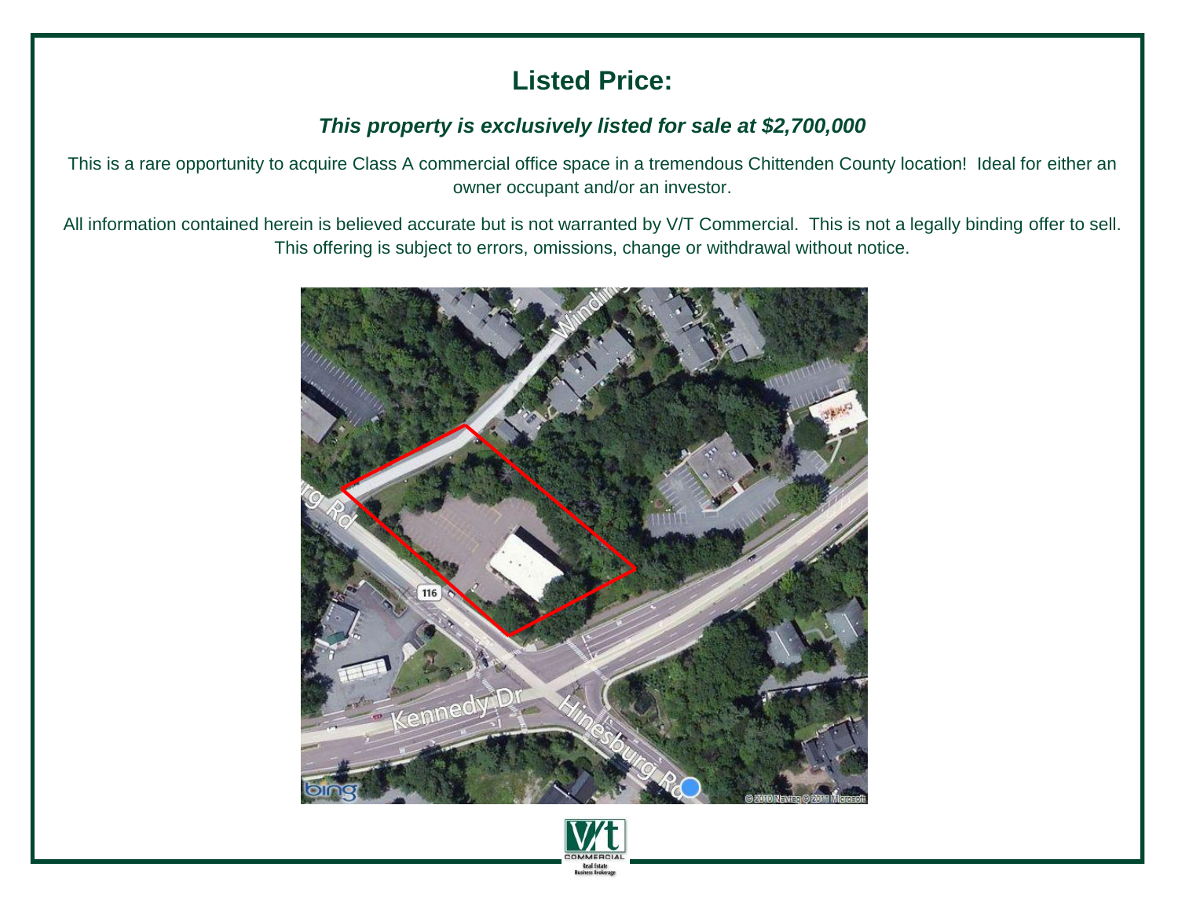## Listed Price:

***This property is exclusively listed for sale at $2,700,000***

This is a rare opportunity to acquire Class A commercial office space in a tremendous Chittenden County location! Ideal for either an owner occupant and/or an investor.

All information contained herein is believed accurate but is not warranted by V/T Commercial. This is not a legally binding offer to sell. This offering is subject to errors, omissions, change or withdrawal without notice.